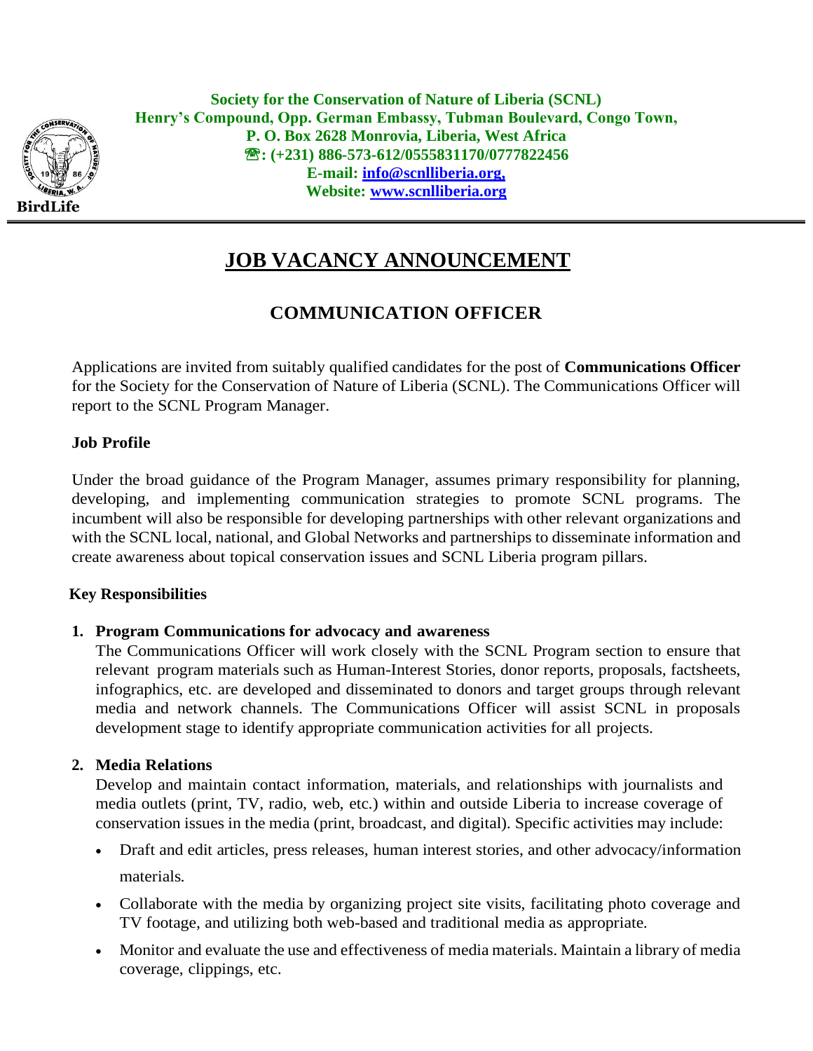**Society for the Conservation of Nature of Liberia (SCNL)**
**Henry's Compound, Opp. German Embassy, Tubman Boulevard, Congo Town,**
**P. O. Box 2628 Monrovia, Liberia, West Africa**
**☎: (+231) 886-573-612/0555831170/0777822456**
**E-mail: info@scnlliberia.org,**
**Website: www.scnlliberia.org**

BirdLife

# JOB VACANCY ANNOUNCEMENT

## COMMUNICATION OFFICER

Applications are invited from suitably qualified candidates for the post of **Communications Officer** for the Society for the Conservation of Nature of Liberia (SCNL). The Communications Officer will report to the SCNL Program Manager.

### Job Profile

Under the broad guidance of the Program Manager, assumes primary responsibility for planning, developing, and implementing communication strategies to promote SCNL programs. The incumbent will also be responsible for developing partnerships with other relevant organizations and with the SCNL local, national, and Global Networks and partnerships to disseminate information and create awareness about topical conservation issues and SCNL Liberia program pillars.

### Key Responsibilities

1. **Program Communications for advocacy and awareness**
   The Communications Officer will work closely with the SCNL Program section to ensure that relevant program materials such as Human-Interest Stories, donor reports, proposals, factsheets, infographics, etc. are developed and disseminated to donors and target groups through relevant media and network channels. The Communications Officer will assist SCNL in proposals development stage to identify appropriate communication activities for all projects.

2. **Media Relations**
   Develop and maintain contact information, materials, and relationships with journalists and media outlets (print, TV, radio, web, etc.) within and outside Liberia to increase coverage of conservation issues in the media (print, broadcast, and digital). Specific activities may include:

   - Draft and edit articles, press releases, human interest stories, and other advocacy/information materials.
   - Collaborate with the media by organizing project site visits, facilitating photo coverage and TV footage, and utilizing both web-based and traditional media as appropriate.
   - Monitor and evaluate the use and effectiveness of media materials. Maintain a library of media coverage, clippings, etc.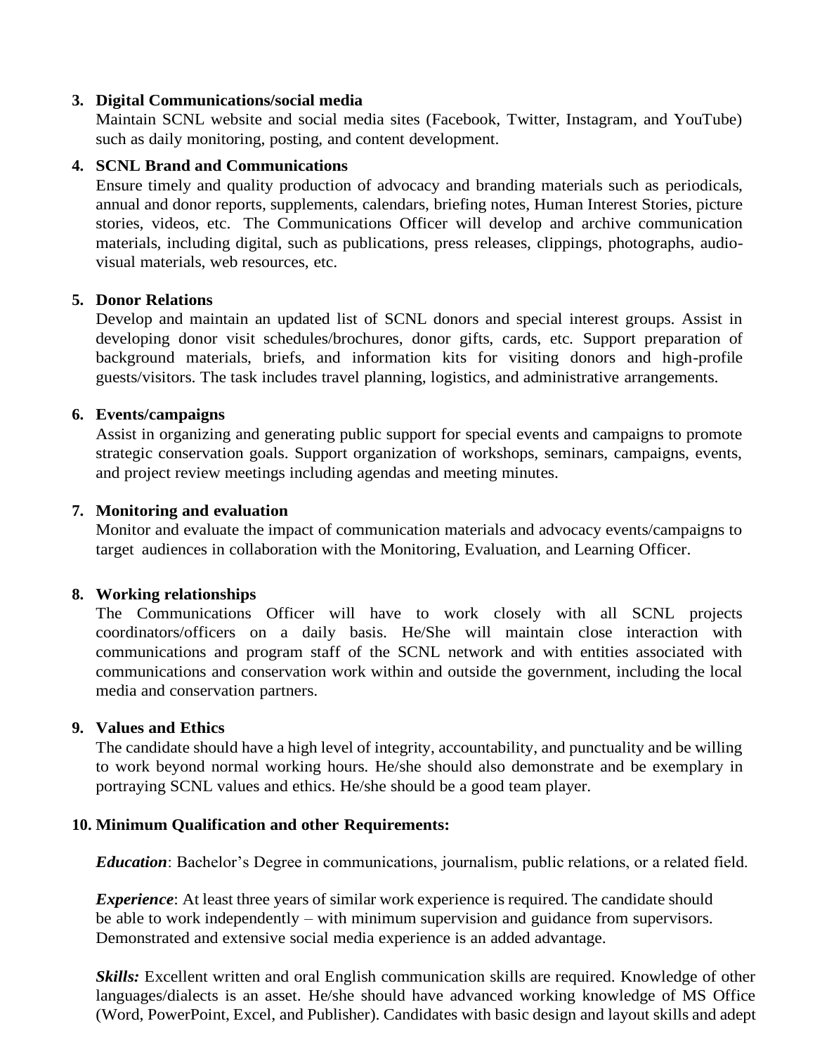3. **Digital Communications/social media**
   Maintain SCNL website and social media sites (Facebook, Twitter, Instagram, and YouTube) such as daily monitoring, posting, and content development.

4. **SCNL Brand and Communications**
   Ensure timely and quality production of advocacy and branding materials such as periodicals, annual and donor reports, supplements, calendars, briefing notes, Human Interest Stories, picture stories, videos, etc. The Communications Officer will develop and archive communication materials, including digital, such as publications, press releases, clippings, photographs, audio-visual materials, web resources, etc.

5. **Donor Relations**
   Develop and maintain an updated list of SCNL donors and special interest groups. Assist in developing donor visit schedules/brochures, donor gifts, cards, etc. Support preparation of background materials, briefs, and information kits for visiting donors and high-profile guests/visitors. The task includes travel planning, logistics, and administrative arrangements.

6. **Events/campaigns**
   Assist in organizing and generating public support for special events and campaigns to promote strategic conservation goals. Support organization of workshops, seminars, campaigns, events, and project review meetings including agendas and meeting minutes.

7. **Monitoring and evaluation**
   Monitor and evaluate the impact of communication materials and advocacy events/campaigns to target audiences in collaboration with the Monitoring, Evaluation, and Learning Officer.

8. **Working relationships**
   The Communications Officer will have to work closely with all SCNL projects coordinators/officers on a daily basis. He/She will maintain close interaction with communications and program staff of the SCNL network and with entities associated with communications and conservation work within and outside the government, including the local media and conservation partners.

9. **Values and Ethics**
   The candidate should have a high level of integrity, accountability, and punctuality and be willing to work beyond normal working hours. He/she should also demonstrate and be exemplary in portraying SCNL values and ethics. He/she should be a good team player.

10. **Minimum Qualification and other Requirements:**

    ***Education***: Bachelor's Degree in communications, journalism, public relations, or a related field.

    ***Experience***: At least three years of similar work experience is required. The candidate should be able to work independently – with minimum supervision and guidance from supervisors. Demonstrated and extensive social media experience is an added advantage.

    ***Skills:*** Excellent written and oral English communication skills are required. Knowledge of other languages/dialects is an asset. He/she should have advanced working knowledge of MS Office (Word, PowerPoint, Excel, and Publisher). Candidates with basic design and layout skills and adept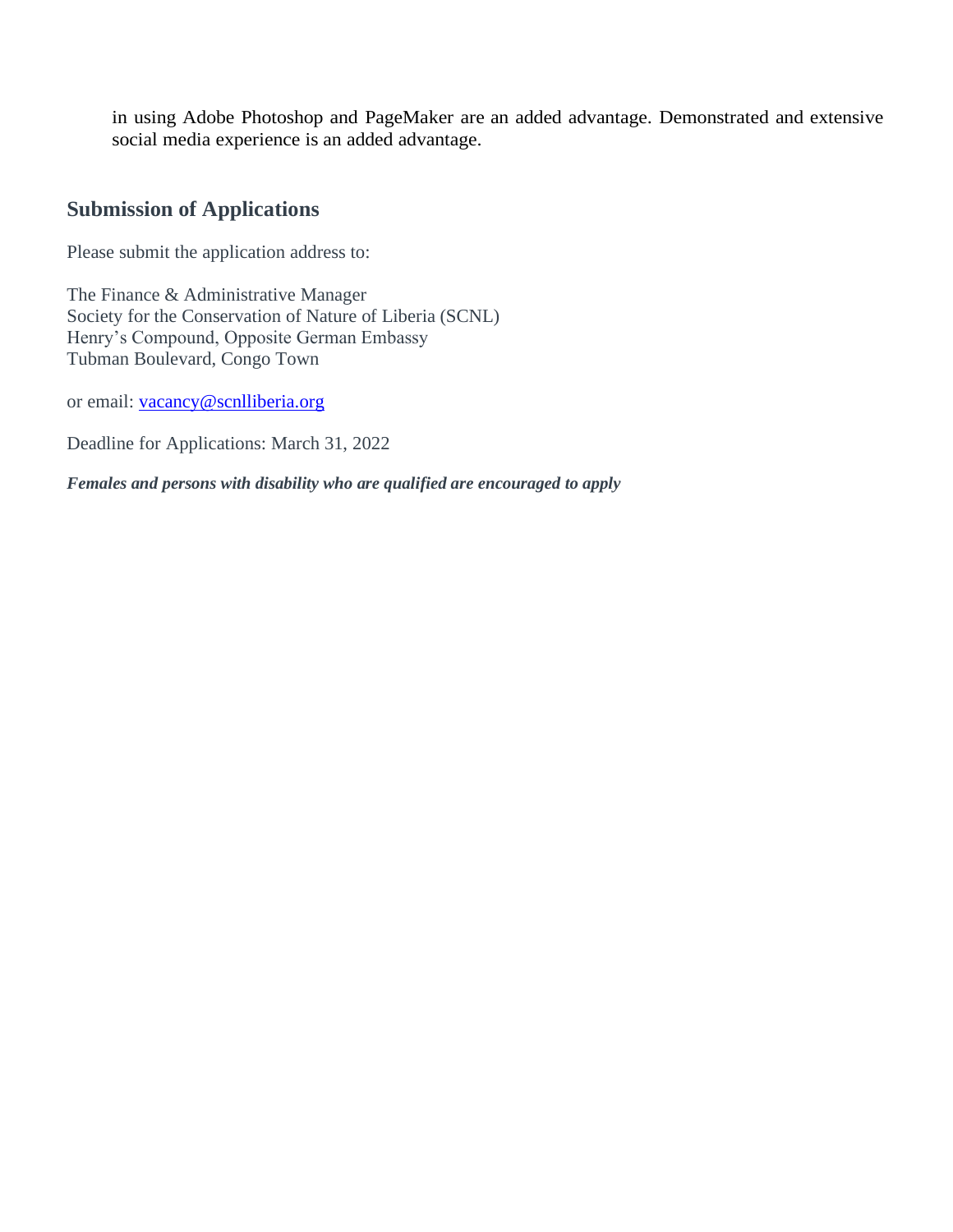in using Adobe Photoshop and PageMaker are an added advantage. Demonstrated and extensive social media experience is an added advantage.

## Submission of Applications

Please submit the application address to:

The Finance & Administrative Manager
Society for the Conservation of Nature of Liberia (SCNL)
Henry's Compound, Opposite German Embassy
Tubman Boulevard, Congo Town

or email: vacancy@scnlliberia.org

Deadline for Applications: March 31, 2022

***Females and persons with disability who are qualified are encouraged to apply***